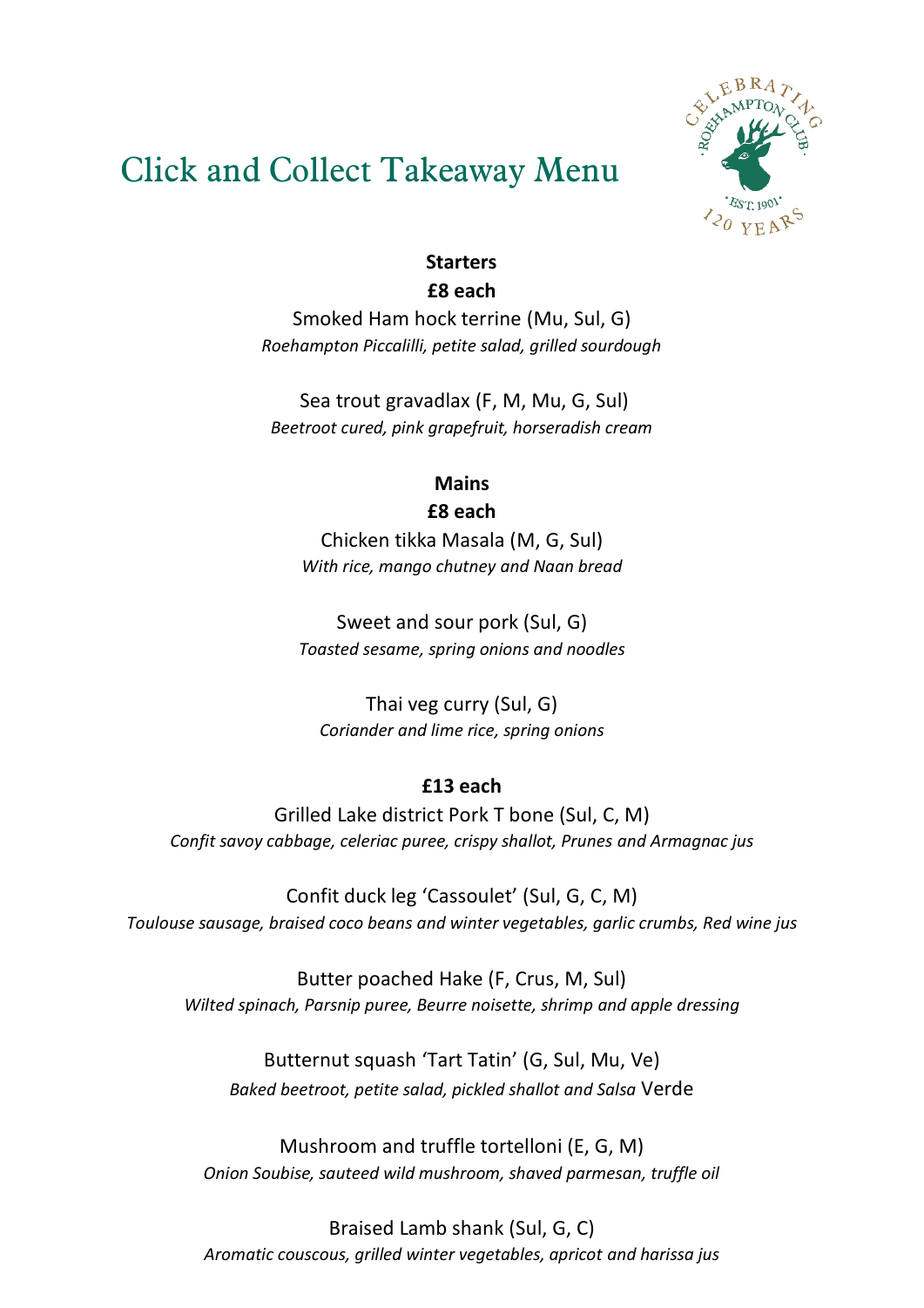# Click and Collect Takeaway Menu

**Starters**

**£8 each**

Smoked Ham hock terrine (Mu, Sul, G)
*Roehampton Piccalilli, petite salad, grilled sourdough*

Sea trout gravadlax (F, M, Mu, G, Sul)
*Beetroot cured, pink grapefruit, horseradish cream*

**Mains**

**£8 each**

Chicken tikka Masala (M, G, Sul)
*With rice, mango chutney and Naan bread*

Sweet and sour pork (Sul, G)
*Toasted sesame, spring onions and noodles*

Thai veg curry (Sul, G)
*Coriander and lime rice, spring onions*

**£13 each**

Grilled Lake district Pork T bone (Sul, C, M)
*Confit savoy cabbage, celeriac puree, crispy shallot, Prunes and Armagnac jus*

Confit duck leg 'Cassoulet' (Sul, G, C, M)
*Toulouse sausage, braised coco beans and winter vegetables, garlic crumbs, Red wine jus*

Butter poached Hake (F, Crus, M, Sul)
*Wilted spinach, Parsnip puree, Beurre noisette, shrimp and apple dressing*

Butternut squash 'Tart Tatin' (G, Sul, Mu, Ve)
*Baked beetroot, petite salad, pickled shallot and Salsa* Verde

Mushroom and truffle tortelloni (E, G, M)
*Onion Soubise, sauteed wild mushroom, shaved parmesan, truffle oil*

Braised Lamb shank (Sul, G, C)
*Aromatic couscous, grilled winter vegetables, apricot and harissa jus*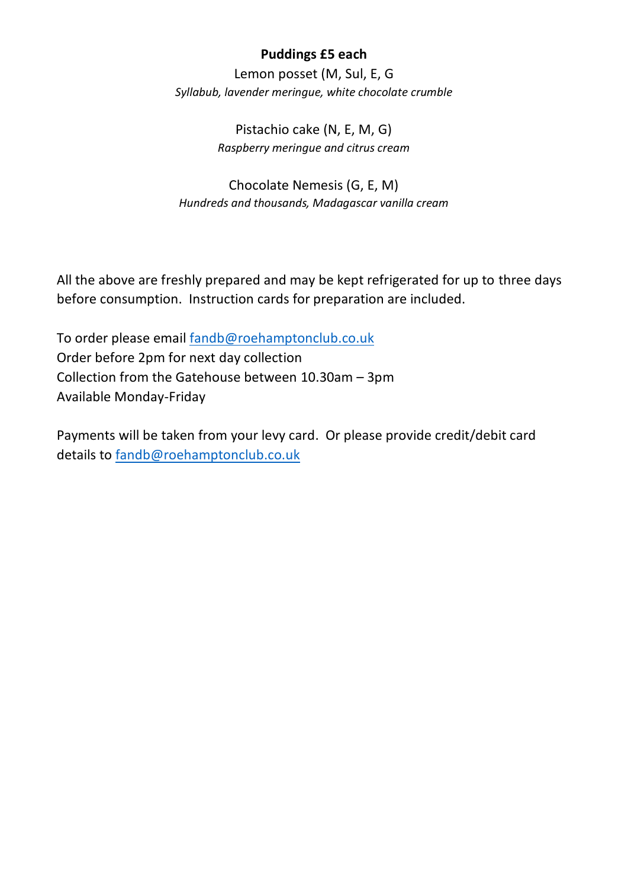**Puddings £5 each**

Lemon posset (M, Sul, E, G

*Syllabub, lavender meringue, white chocolate crumble*

Pistachio cake (N, E, M, G)

*Raspberry meringue and citrus cream*

Chocolate Nemesis (G, E, M)

*Hundreds and thousands, Madagascar vanilla cream*

All the above are freshly prepared and may be kept refrigerated for up to three days before consumption. Instruction cards for preparation are included.

To order please email fandb@roehamptonclub.co.uk
Order before 2pm for next day collection
Collection from the Gatehouse between 10.30am – 3pm
Available Monday-Friday

Payments will be taken from your levy card. Or please provide credit/debit card details to fandb@roehamptonclub.co.uk